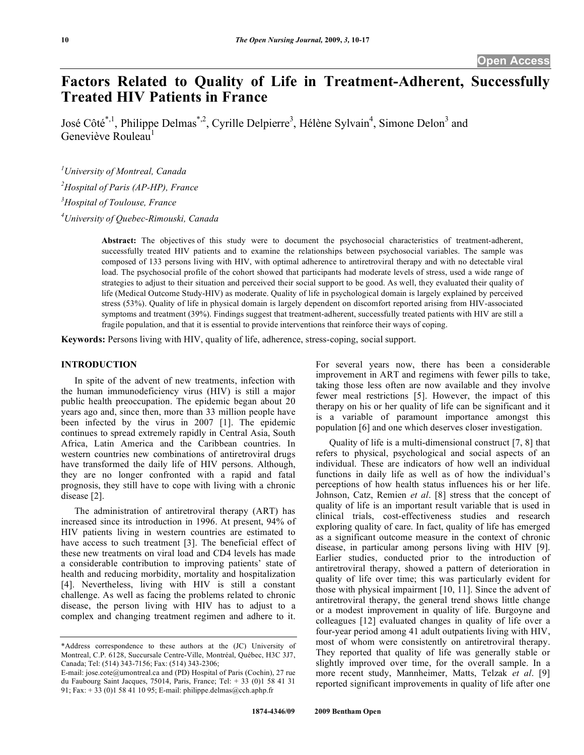# Factors Related to Quality of Life in Treatment-Adherent, Successfully Treated HIV Patients in France

José Côté*[,1], Philippe Delmas*[,2], Cyrille Delpierre[3], Hélène Sylvain[4], Simone Delon[3] and Geneviève Rouleau[1]

[1]University of Montreal, Canada

[2]Hospital of Paris (AP-HP), France

[3]Hospital of Toulouse, France

[4]University of Quebec-Rimouski, Canada

**Abstract:** The objectives of this study were to document the psychosocial characteristics of treatment-adherent, successfully treated HIV patients and to examine the relationships between psychosocial variables. The sample was composed of 133 persons living with HIV, with optimal adherence to antiretroviral therapy and with no detectable viral load. The psychosocial profile of the cohort showed that participants had moderate levels of stress, used a wide range of strategies to adjust to their situation and perceived their social support to be good. As well, they evaluated their quality of life (Medical Outcome Study-HIV) as moderate. Quality of life in psychological domain is largely explained by perceived stress (53%). Quality of life in physical domain is largely dependent on discomfort reported arising from HIV-associated symptoms and treatment (39%). Findings suggest that treatment-adherent, successfully treated patients with HIV are still a fragile population, and that it is essential to provide interventions that reinforce their ways of coping.

**Keywords:** Persons living with HIV, quality of life, adherence, stress-coping, social support.

## INTRODUCTION

In spite of the advent of new treatments, infection with the human immunodeficiency virus (HIV) is still a major public health preoccupation. The epidemic began about 20 years ago and, since then, more than 33 million people have been infected by the virus in 2007 [1]. The epidemic continues to spread extremely rapidly in Central Asia, South Africa, Latin America and the Caribbean countries. In western countries new combinations of antiretroviral drugs have transformed the daily life of HIV persons. Although, they are no longer confronted with a rapid and fatal prognosis, they still have to cope with living with a chronic disease [2].

The administration of antiretroviral therapy (ART) has increased since its introduction in 1996. At present, 94% of HIV patients living in western countries are estimated to have access to such treatment [3]. The beneficial effect of these new treatments on viral load and CD4 levels has made a considerable contribution to improving patients' state of health and reducing morbidity, mortality and hospitalization [4]. Nevertheless, living with HIV is still a constant challenge. As well as facing the problems related to chronic disease, the person living with HIV has to adjust to a complex and changing treatment regimen and adhere to it. For several years now, there has been a considerable improvement in ART and regimens with fewer pills to take, taking those less often are now available and they involve fewer meal restrictions [5]. However, the impact of this therapy on his or her quality of life can be significant and it is a variable of paramount importance amongst this population [6] and one which deserves closer investigation.

Quality of life is a multi-dimensional construct [7, 8] that refers to physical, psychological and social aspects of an individual. These are indicators of how well an individual functions in daily life as well as of how the individual's perceptions of how health status influences his or her life. Johnson, Catz, Remien *et al*. [8] stress that the concept of quality of life is an important result variable that is used in clinical trials, cost-effectiveness studies and research exploring quality of care. In fact, quality of life has emerged as a significant outcome measure in the context of chronic disease, in particular among persons living with HIV [9]. Earlier studies, conducted prior to the introduction of antiretroviral therapy, showed a pattern of deterioration in quality of life over time; this was particularly evident for those with physical impairment [10, 11]. Since the advent of antiretroviral therapy, the general trend shows little change or a modest improvement in quality of life. Burgoyne and colleagues [12] evaluated changes in quality of life over a four-year period among 41 adult outpatients living with HIV, most of whom were consistently on antiretroviral therapy. They reported that quality of life was generally stable or slightly improved over time, for the overall sample. In a more recent study, Mannheimer, Matts, Telzak *et al*. [9] reported significant improvements in quality of life after one

*Address correspondence to these authors at the (JC) University of Montreal, C.P. 6128, Succursale Centre-Ville, Montréal, Québec, H3C 3J7, Canada; Tel: (514) 343-7156; Fax: (514) 343-2306;
E-mail: jose.cote@umontreal.ca and (PD) Hospital of Paris (Cochin), 27 rue du Faubourg Saint Jacques, 75014, Paris, France; Tel: + 33 (0)1 58 41 31 91; Fax: + 33 (0)1 58 41 10 95; E-mail: philippe.delmas@cch.aphp.fr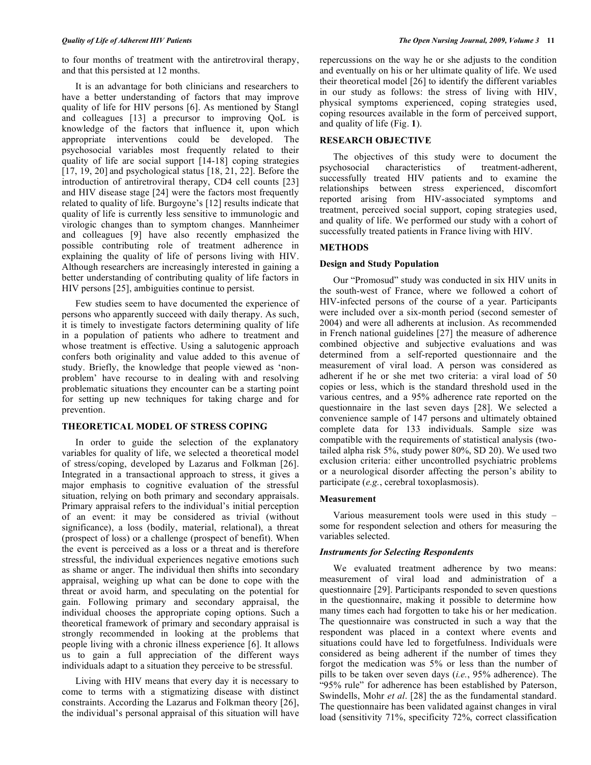to four months of treatment with the antiretroviral therapy, and that this persisted at 12 months.

It is an advantage for both clinicians and researchers to have a better understanding of factors that may improve quality of life for HIV persons [6]. As mentioned by Stangl and colleagues [13] a precursor to improving QoL is knowledge of the factors that influence it, upon which appropriate interventions could be developed. The psychosocial variables most frequently related to their quality of life are social support [14-18] coping strategies [17, 19, 20] and psychological status [18, 21, 22]. Before the introduction of antiretroviral therapy, CD4 cell counts [23] and HIV disease stage [24] were the factors most frequently related to quality of life. Burgoyne's [12] results indicate that quality of life is currently less sensitive to immunologic and virologic changes than to symptom changes. Mannheimer and colleagues [9] have also recently emphasized the possible contributing role of treatment adherence in explaining the quality of life of persons living with HIV. Although researchers are increasingly interested in gaining a better understanding of contributing quality of life factors in HIV persons [25], ambiguities continue to persist.

Few studies seem to have documented the experience of persons who apparently succeed with daily therapy. As such, it is timely to investigate factors determining quality of life in a population of patients who adhere to treatment and whose treatment is effective. Using a salutogenic approach confers both originality and value added to this avenue of study. Briefly, the knowledge that people viewed as 'non-problem' have recourse to in dealing with and resolving problematic situations they encounter can be a starting point for setting up new techniques for taking charge and for prevention.

## THEORETICAL MODEL OF STRESS COPING

In order to guide the selection of the explanatory variables for quality of life, we selected a theoretical model of stress/coping, developed by Lazarus and Folkman [26]. Integrated in a transactional approach to stress, it gives a major emphasis to cognitive evaluation of the stressful situation, relying on both primary and secondary appraisals. Primary appraisal refers to the individual's initial perception of an event: it may be considered as trivial (without significance), a loss (bodily, material, relational), a threat (prospect of loss) or a challenge (prospect of benefit). When the event is perceived as a loss or a threat and is therefore stressful, the individual experiences negative emotions such as shame or anger. The individual then shifts into secondary appraisal, weighing up what can be done to cope with the threat or avoid harm, and speculating on the potential for gain. Following primary and secondary appraisal, the individual chooses the appropriate coping options. Such a theoretical framework of primary and secondary appraisal is strongly recommended in looking at the problems that people living with a chronic illness experience [6]. It allows us to gain a full appreciation of the different ways individuals adapt to a situation they perceive to be stressful.

Living with HIV means that every day it is necessary to come to terms with a stigmatizing disease with distinct constraints. According the Lazarus and Folkman theory [26], the individual's personal appraisal of this situation will have repercussions on the way he or she adjusts to the condition and eventually on his or her ultimate quality of life. We used their theoretical model [26] to identify the different variables in our study as follows: the stress of living with HIV, physical symptoms experienced, coping strategies used, coping resources available in the form of perceived support, and quality of life (Fig. **1**).

## RESEARCH OBJECTIVE

The objectives of this study were to document the psychosocial characteristics of treatment-adherent, successfully treated HIV patients and to examine the relationships between stress experienced, discomfort reported arising from HIV-associated symptoms and treatment, perceived social support, coping strategies used, and quality of life. We performed our study with a cohort of successfully treated patients in France living with HIV.

## METHODS

### Design and Study Population

Our "Promosud" study was conducted in six HIV units in the south-west of France, where we followed a cohort of HIV-infected persons of the course of a year. Participants were included over a six-month period (second semester of 2004) and were all adherents at inclusion. As recommended in French national guidelines [27] the measure of adherence combined objective and subjective evaluations and was determined from a self-reported questionnaire and the measurement of viral load. A person was considered as adherent if he or she met two criteria: a viral load of 50 copies or less, which is the standard threshold used in the various centres, and a 95% adherence rate reported on the questionnaire in the last seven days [28]. We selected a convenience sample of 147 persons and ultimately obtained complete data for 133 individuals. Sample size was compatible with the requirements of statistical analysis (two-tailed alpha risk 5%, study power 80%, SD 20). We used two exclusion criteria: either uncontrolled psychiatric problems or a neurological disorder affecting the person's ability to participate (*e.g.*, cerebral toxoplasmosis).

### Measurement

Various measurement tools were used in this study – some for respondent selection and others for measuring the variables selected.

#### *Instruments for Selecting Respondents*

We evaluated treatment adherence by two means: measurement of viral load and administration of a questionnaire [29]. Participants responded to seven questions in the questionnaire, making it possible to determine how many times each had forgotten to take his or her medication. The questionnaire was constructed in such a way that the respondent was placed in a context where events and situations could have led to forgetfulness. Individuals were considered as being adherent if the number of times they forgot the medication was 5% or less than the number of pills to be taken over seven days (*i.e.*, 95% adherence). The "95% rule" for adherence has been established by Paterson, Swindells, Mohr *et al*. [28] the as the fundamental standard. The questionnaire has been validated against changes in viral load (sensitivity 71%, specificity 72%, correct classification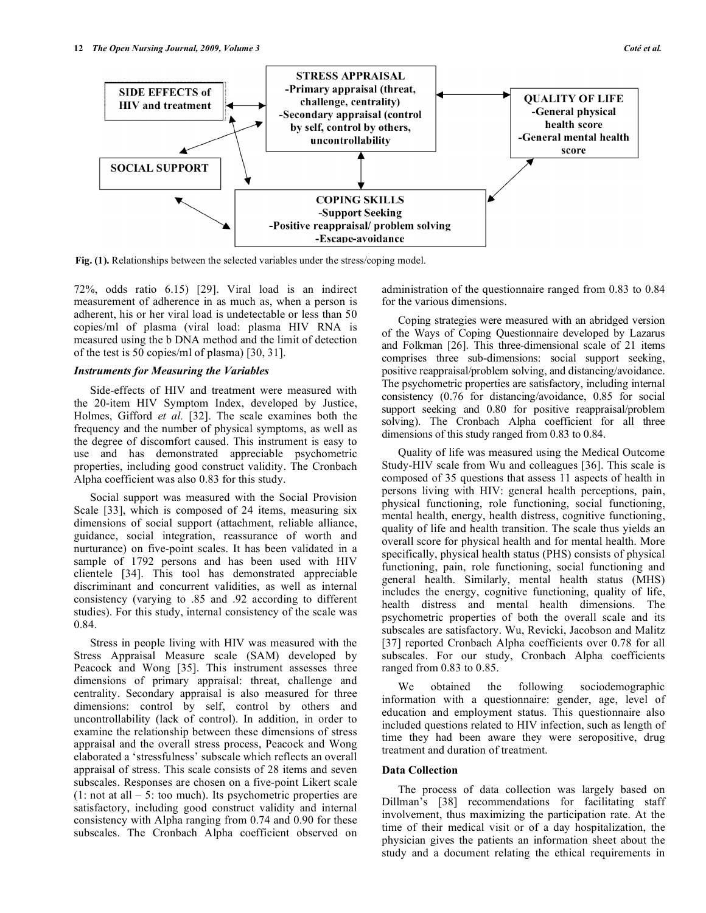**SIDE EFFECTS of HIV and treatment**

**STRESS APPRAISAL**
**-Primary appraisal (threat, challenge, centrality)**
**-Secondary appraisal (control by self, control by others, uncontrollability**

**QUALITY OF LIFE**
**-General physical health score**
**-General mental health score**

**SOCIAL SUPPORT**

**COPING SKILLS**
**-Support Seeking**
**-Positive reappraisal/ problem solving**
**-Escape-avoidance**

**Fig. (1).** Relationships between the selected variables under the stress/coping model.

72%, odds ratio 6.15) [29]. Viral load is an indirect measurement of adherence in as much as, when a person is adherent, his or her viral load is undetectable or less than 50 copies/ml of plasma (viral load: plasma HIV RNA is measured using the b DNA method and the limit of detection of the test is 50 copies/ml of plasma) [30, 31].

### *Instruments for Measuring the Variables*

Side-effects of HIV and treatment were measured with the 20-item HIV Symptom Index, developed by Justice, Holmes, Gifford *et al.* [32]. The scale examines both the frequency and the number of physical symptoms, as well as the degree of discomfort caused. This instrument is easy to use and has demonstrated appreciable psychometric properties, including good construct validity. The Cronbach Alpha coefficient was also 0.83 for this study.

Social support was measured with the Social Provision Scale [33], which is composed of 24 items, measuring six dimensions of social support (attachment, reliable alliance, guidance, social integration, reassurance of worth and nurturance) on five-point scales. It has been validated in a sample of 1792 persons and has been used with HIV clientele [34]. This tool has demonstrated appreciable discriminant and concurrent validities, as well as internal consistency (varying to .85 and .92 according to different studies). For this study, internal consistency of the scale was 0.84.

Stress in people living with HIV was measured with the Stress Appraisal Measure scale (SAM) developed by Peacock and Wong [35]. This instrument assesses three dimensions of primary appraisal: threat, challenge and centrality. Secondary appraisal is also measured for three dimensions: control by self, control by others and uncontrollability (lack of control). In addition, in order to examine the relationship between these dimensions of stress appraisal and the overall stress process, Peacock and Wong elaborated a 'stressfulness' subscale which reflects an overall appraisal of stress. This scale consists of 28 items and seven subscales. Responses are chosen on a five-point Likert scale (1: not at all – 5: too much). Its psychometric properties are satisfactory, including good construct validity and internal consistency with Alpha ranging from 0.74 and 0.90 for these subscales. The Cronbach Alpha coefficient observed on administration of the questionnaire ranged from 0.83 to 0.84 for the various dimensions.

Coping strategies were measured with an abridged version of the Ways of Coping Questionnaire developed by Lazarus and Folkman [26]. This three-dimensional scale of 21 items comprises three sub-dimensions: social support seeking, positive reappraisal/problem solving, and distancing/avoidance. The psychometric properties are satisfactory, including internal consistency (0.76 for distancing/avoidance, 0.85 for social support seeking and 0.80 for positive reappraisal/problem solving). The Cronbach Alpha coefficient for all three dimensions of this study ranged from 0.83 to 0.84.

Quality of life was measured using the Medical Outcome Study-HIV scale from Wu and colleagues [36]. This scale is composed of 35 questions that assess 11 aspects of health in persons living with HIV: general health perceptions, pain, physical functioning, role functioning, social functioning, mental health, energy, health distress, cognitive functioning, quality of life and health transition. The scale thus yields an overall score for physical health and for mental health. More specifically, physical health status (PHS) consists of physical functioning, pain, role functioning, social functioning and general health. Similarly, mental health status (MHS) includes the energy, cognitive functioning, quality of life, health distress and mental health dimensions. The psychometric properties of both the overall scale and its subscales are satisfactory. Wu, Revicki, Jacobson and Malitz [37] reported Cronbach Alpha coefficients over 0.78 for all subscales. For our study, Cronbach Alpha coefficients ranged from 0.83 to 0.85.

We obtained the following sociodemographic information with a questionnaire: gender, age, level of education and employment status. This questionnaire also included questions related to HIV infection, such as length of time they had been aware they were seropositive, drug treatment and duration of treatment.

### Data Collection

The process of data collection was largely based on Dillman's [38] recommendations for facilitating staff involvement, thus maximizing the participation rate. At the time of their medical visit or of a day hospitalization, the physician gives the patients an information sheet about the study and a document relating the ethical requirements in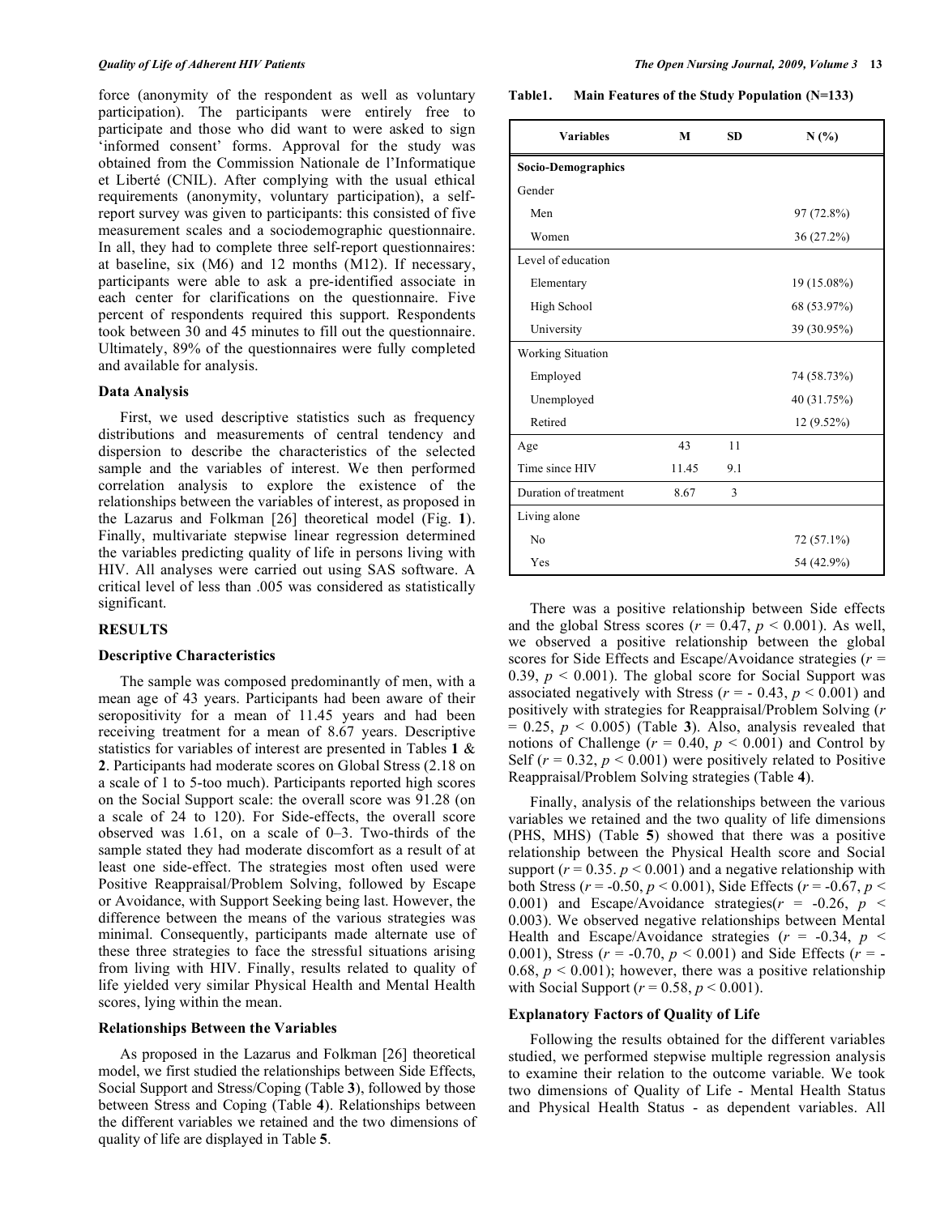force (anonymity of the respondent as well as voluntary participation). The participants were entirely free to participate and those who did want to were asked to sign 'informed consent' forms. Approval for the study was obtained from the Commission Nationale de l'Informatique et Liberté (CNIL). After complying with the usual ethical requirements (anonymity, voluntary participation), a self-report survey was given to participants: this consisted of five measurement scales and a sociodemographic questionnaire. In all, they had to complete three self-report questionnaires: at baseline, six (M6) and 12 months (M12). If necessary, participants were able to ask a pre-identified associate in each center for clarifications on the questionnaire. Five percent of respondents required this support. Respondents took between 30 and 45 minutes to fill out the questionnaire. Ultimately, 89% of the questionnaires were fully completed and available for analysis.

### Data Analysis

First, we used descriptive statistics such as frequency distributions and measurements of central tendency and dispersion to describe the characteristics of the selected sample and the variables of interest. We then performed correlation analysis to explore the existence of the relationships between the variables of interest, as proposed in the Lazarus and Folkman [26] theoretical model (Fig. **1**). Finally, multivariate stepwise linear regression determined the variables predicting quality of life in persons living with HIV. All analyses were carried out using SAS software. A critical level of less than .005 was considered as statistically significant.

## RESULTS

### Descriptive Characteristics

The sample was composed predominantly of men, with a mean age of 43 years. Participants had been aware of their seropositivity for a mean of 11.45 years and had been receiving treatment for a mean of 8.67 years. Descriptive statistics for variables of interest are presented in Tables **1** & **2**. Participants had moderate scores on Global Stress (2.18 on a scale of 1 to 5-too much). Participants reported high scores on the Social Support scale: the overall score was 91.28 (on a scale of 24 to 120). For Side-effects, the overall score observed was 1.61, on a scale of 0–3. Two-thirds of the sample stated they had moderate discomfort as a result of at least one side-effect. The strategies most often used were Positive Reappraisal/Problem Solving, followed by Escape or Avoidance, with Support Seeking being last. However, the difference between the means of the various strategies was minimal. Consequently, participants made alternate use of these three strategies to face the stressful situations arising from living with HIV. Finally, results related to quality of life yielded very similar Physical Health and Mental Health scores, lying within the mean.

### Relationships Between the Variables

As proposed in the Lazarus and Folkman [26] theoretical model, we first studied the relationships between Side Effects, Social Support and Stress/Coping (Table **3**), followed by those between Stress and Coping (Table **4**). Relationships between the different variables we retained and the two dimensions of quality of life are displayed in Table **5**.

**Table1. Main Features of the Study Population (N=133)**

| Variables | M | SD | N (%) |
|---|---|---|---|
| **Socio-Demographics** | | | |
| Gender | | | |
| Men | | | 97 (72.8%) |
| Women | | | 36 (27.2%) |
| Level of education | | | |
| Elementary | | | 19 (15.08%) |
| High School | | | 68 (53.97%) |
| University | | | 39 (30.95%) |
| Working Situation | | | |
| Employed | | | 74 (58.73%) |
| Unemployed | | | 40 (31.75%) |
| Retired | | | 12 (9.52%) |
| Age | 43 | 11 | |
| Time since HIV | 11.45 | 9.1 | |
| Duration of treatment | 8.67 | 3 | |
| Living alone | | | |
| No | | | 72 (57.1%) |
| Yes | | | 54 (42.9%) |

There was a positive relationship between Side effects and the global Stress scores ($r = 0.47$, $p < 0.001$). As well, we observed a positive relationship between the global scores for Side Effects and Escape/Avoidance strategies ($r = 0.39$, $p < 0.001$). The global score for Social Support was associated negatively with Stress ($r = -0.43$, $p < 0.001$) and positively with strategies for Reappraisal/Problem Solving ($r = 0.25$, $p < 0.005$) (Table **3**). Also, analysis revealed that notions of Challenge ($r = 0.40$, $p < 0.001$) and Control by Self ($r = 0.32$, $p < 0.001$) were positively related to Positive Reappraisal/Problem Solving strategies (Table **4**).

Finally, analysis of the relationships between the various variables we retained and the two quality of life dimensions (PHS, MHS) (Table **5**) showed that there was a positive relationship between the Physical Health score and Social support ($r = 0.35$. $p < 0.001$) and a negative relationship with both Stress ($r = -0.50$, $p < 0.001$), Side Effects ($r = -0.67$, $p < 0.001$) and Escape/Avoidance strategies($r = -0.26$, $p < 0.003$). We observed negative relationships between Mental Health and Escape/Avoidance strategies ($r = -0.34$, $p < 0.001$), Stress ($r = -0.70$, $p < 0.001$) and Side Effects ($r = -0.68$, $p < 0.001$); however, there was a positive relationship with Social Support ($r = 0.58$, $p < 0.001$).

### Explanatory Factors of Quality of Life

Following the results obtained for the different variables studied, we performed stepwise multiple regression analysis to examine their relation to the outcome variable. We took two dimensions of Quality of Life - Mental Health Status and Physical Health Status - as dependent variables. All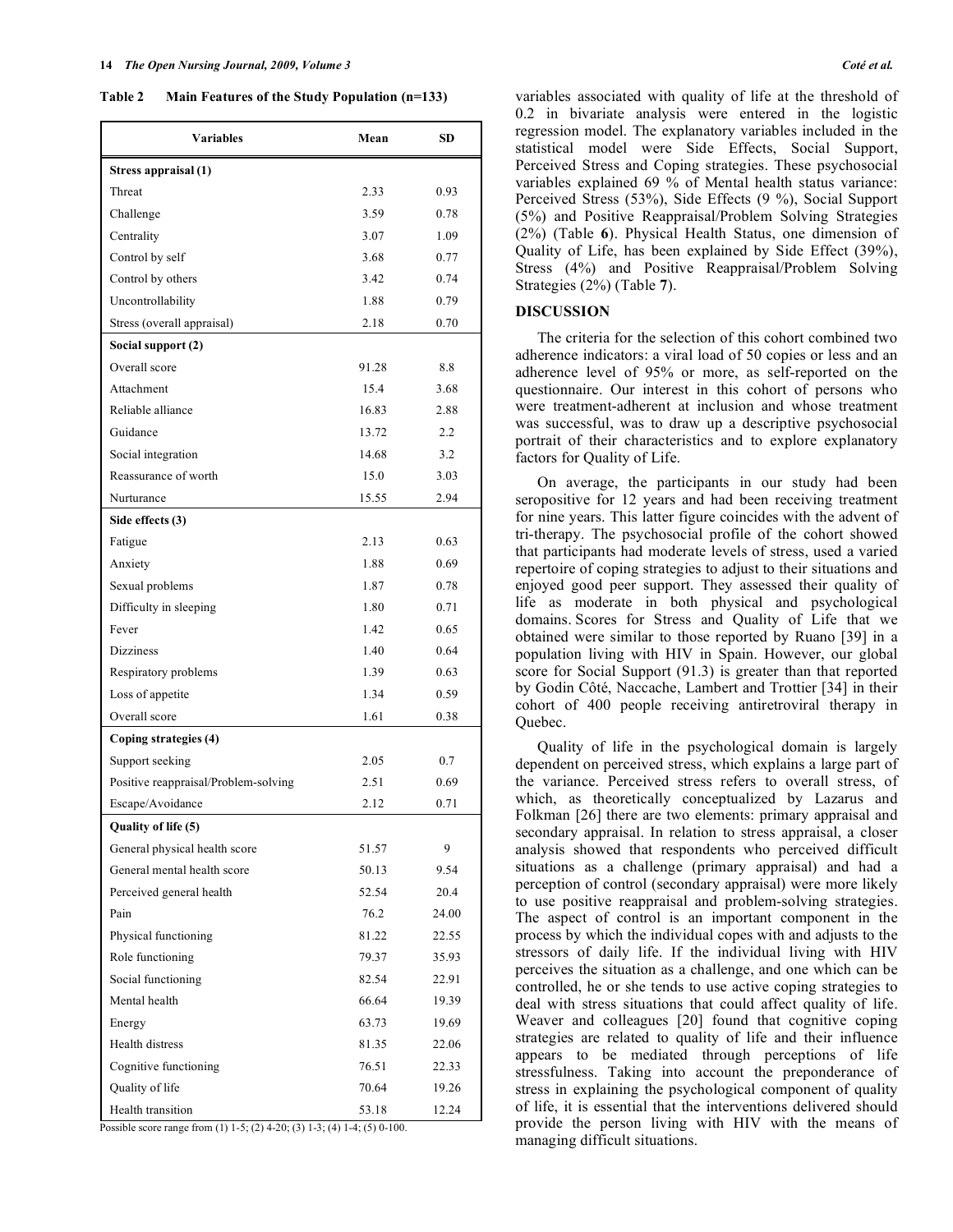**Table 2 Main Features of the Study Population (n=133)**

| Variables | Mean | SD |
|---|---|---|
| **Stress appraisal (1)** | | |
| Threat | 2.33 | 0.93 |
| Challenge | 3.59 | 0.78 |
| Centrality | 3.07 | 1.09 |
| Control by self | 3.68 | 0.77 |
| Control by others | 3.42 | 0.74 |
| Uncontrollability | 1.88 | 0.79 |
| Stress (overall appraisal) | 2.18 | 0.70 |
| **Social support (2)** | | |
| Overall score | 91.28 | 8.8 |
| Attachment | 15.4 | 3.68 |
| Reliable alliance | 16.83 | 2.88 |
| Guidance | 13.72 | 2.2 |
| Social integration | 14.68 | 3.2 |
| Reassurance of worth | 15.0 | 3.03 |
| Nurturance | 15.55 | 2.94 |
| **Side effects (3)** | | |
| Fatigue | 2.13 | 0.63 |
| Anxiety | 1.88 | 0.69 |
| Sexual problems | 1.87 | 0.78 |
| Difficulty in sleeping | 1.80 | 0.71 |
| Fever | 1.42 | 0.65 |
| Dizziness | 1.40 | 0.64 |
| Respiratory problems | 1.39 | 0.63 |
| Loss of appetite | 1.34 | 0.59 |
| Overall score | 1.61 | 0.38 |
| **Coping strategies (4)** | | |
| Support seeking | 2.05 | 0.7 |
| Positive reappraisal/Problem-solving | 2.51 | 0.69 |
| Escape/Avoidance | 2.12 | 0.71 |
| **Quality of life (5)** | | |
| General physical health score | 51.57 | 9 |
| General mental health score | 50.13 | 9.54 |
| Perceived general health | 52.54 | 20.4 |
| Pain | 76.2 | 24.00 |
| Physical functioning | 81.22 | 22.55 |
| Role functioning | 79.37 | 35.93 |
| Social functioning | 82.54 | 22.91 |
| Mental health | 66.64 | 19.39 |
| Energy | 63.73 | 19.69 |
| Health distress | 81.35 | 22.06 |
| Cognitive functioning | 76.51 | 22.33 |
| Quality of life | 70.64 | 19.26 |
| Health transition | 53.18 | 12.24 |

Possible score range from (1) 1-5; (2) 4-20; (3) 1-3; (4) 1-4; (5) 0-100.

variables associated with quality of life at the threshold of 0.2 in bivariate analysis were entered in the logistic regression model. The explanatory variables included in the statistical model were Side Effects, Social Support, Perceived Stress and Coping strategies. These psychosocial variables explained 69 % of Mental health status variance: Perceived Stress (53%), Side Effects (9 %), Social Support (5%) and Positive Reappraisal/Problem Solving Strategies (2%) (Table **6**). Physical Health Status, one dimension of Quality of Life, has been explained by Side Effect (39%), Stress (4%) and Positive Reappraisal/Problem Solving Strategies (2%) (Table **7**).

## DISCUSSION

The criteria for the selection of this cohort combined two adherence indicators: a viral load of 50 copies or less and an adherence level of 95% or more, as self-reported on the questionnaire. Our interest in this cohort of persons who were treatment-adherent at inclusion and whose treatment was successful, was to draw up a descriptive psychosocial portrait of their characteristics and to explore explanatory factors for Quality of Life.

On average, the participants in our study had been seropositive for 12 years and had been receiving treatment for nine years. This latter figure coincides with the advent of tri-therapy. The psychosocial profile of the cohort showed that participants had moderate levels of stress, used a varied repertoire of coping strategies to adjust to their situations and enjoyed good peer support. They assessed their quality of life as moderate in both physical and psychological domains. Scores for Stress and Quality of Life that we obtained were similar to those reported by Ruano [39] in a population living with HIV in Spain. However, our global score for Social Support (91.3) is greater than that reported by Godin Côté, Naccache, Lambert and Trottier [34] in their cohort of 400 people receiving antiretroviral therapy in Quebec.

Quality of life in the psychological domain is largely dependent on perceived stress, which explains a large part of the variance. Perceived stress refers to overall stress, of which, as theoretically conceptualized by Lazarus and Folkman [26] there are two elements: primary appraisal and secondary appraisal. In relation to stress appraisal, a closer analysis showed that respondents who perceived difficult situations as a challenge (primary appraisal) and had a perception of control (secondary appraisal) were more likely to use positive reappraisal and problem-solving strategies. The aspect of control is an important component in the process by which the individual copes with and adjusts to the stressors of daily life. If the individual living with HIV perceives the situation as a challenge, and one which can be controlled, he or she tends to use active coping strategies to deal with stress situations that could affect quality of life. Weaver and colleagues [20] found that cognitive coping strategies are related to quality of life and their influence appears to be mediated through perceptions of life stressfulness. Taking into account the preponderance of stress in explaining the psychological component of quality of life, it is essential that the interventions delivered should provide the person living with HIV with the means of managing difficult situations.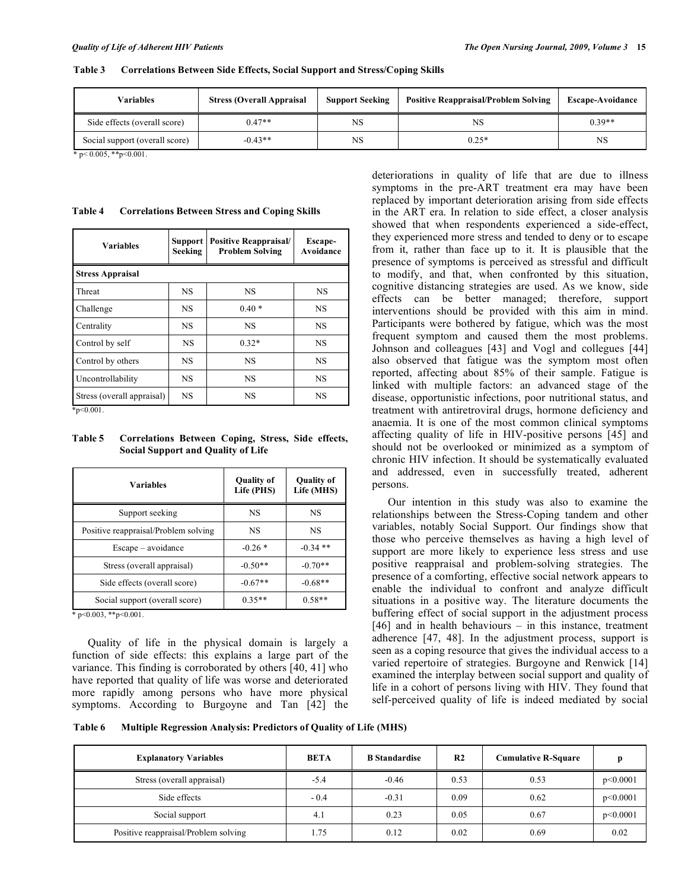**Table 3 Correlations Between Side Effects, Social Support and Stress/Coping Skills**

| Variables | Stress (Overall Appraisal | Support Seeking | Positive Reappraisal/Problem Solving | Escape-Avoidance |
|---|---|---|---|---|
| Side effects (overall score) | 0.47** | NS | NS | 0.39** |
| Social support (overall score) | -0.43** | NS | 0.25* | NS |

* $p < 0.005$, ** $p < 0.001$.

**Table 4 Correlations Between Stress and Coping Skills**

| Variables | Support Seeking | Positive Reappraisal/ Problem Solving | Escape-Avoidance |
|---|---|---|---|
| **Stress Appraisal** | | | |
| Threat | NS | NS | NS |
| Challenge | NS | 0.40 * | NS |
| Centrality | NS | NS | NS |
| Control by self | NS | 0.32* | NS |
| Control by others | NS | NS | NS |
| Uncontrollability | NS | NS | NS |
| Stress (overall appraisal) | NS | NS | NS |

* $p < 0.001$.

**Table 5 Correlations Between Coping, Stress, Side effects, Social Support and Quality of Life**

| Variables | Quality of Life (PHS) | Quality of Life (MHS) |
|---|---|---|
| Support seeking | NS | NS |
| Positive reappraisal/Problem solving | NS | NS |
| Escape – avoidance | -0.26 * | -0.34 ** |
| Stress (overall appraisal) | -0.50** | -0.70** |
| Side effects (overall score) | -0.67** | -0.68** |
| Social support (overall score) | 0.35** | 0.58** |

* $p < 0.003$, ** $p < 0.001$.

Quality of life in the physical domain is largely a function of side effects: this explains a large part of the variance. This finding is corroborated by others [40, 41] who have reported that quality of life was worse and deteriorated more rapidly among persons who have more physical symptoms. According to Burgoyne and Tan [42] the deteriorations in quality of life that are due to illness symptoms in the pre-ART treatment era may have been replaced by important deterioration arising from side effects in the ART era. In relation to side effect, a closer analysis showed that when respondents experienced a side-effect, they experienced more stress and tended to deny or to escape from it, rather than face up to it. It is plausible that the presence of symptoms is perceived as stressful and difficult to modify, and that, when confronted by this situation, cognitive distancing strategies are used. As we know, side effects can be better managed; therefore, support interventions should be provided with this aim in mind. Participants were bothered by fatigue, which was the most frequent symptom and caused them the most problems. Johnson and colleagues [43] and Vogl and collegues [44] also observed that fatigue was the symptom most often reported, affecting about 85% of their sample. Fatigue is linked with multiple factors: an advanced stage of the disease, opportunistic infections, poor nutritional status, and treatment with antiretroviral drugs, hormone deficiency and anaemia. It is one of the most common clinical symptoms affecting quality of life in HIV-positive persons [45] and should not be overlooked or minimized as a symptom of chronic HIV infection. It should be systematically evaluated and addressed, even in successfully treated, adherent persons.

Our intention in this study was also to examine the relationships between the Stress-Coping tandem and other variables, notably Social Support. Our findings show that those who perceive themselves as having a high level of support are more likely to experience less stress and use positive reappraisal and problem-solving strategies. The presence of a comforting, effective social network appears to enable the individual to confront and analyze difficult situations in a positive way. The literature documents the buffering effect of social support in the adjustment process [46] and in health behaviours – in this instance, treatment adherence [47, 48]. In the adjustment process, support is seen as a coping resource that gives the individual access to a varied repertoire of strategies. Burgoyne and Renwick [14] examined the interplay between social support and quality of life in a cohort of persons living with HIV. They found that self-perceived quality of life is indeed mediated by social

**Table 6 Multiple Regression Analysis: Predictors of Quality of Life (MHS)**

| Explanatory Variables | BETA | B Standardise | R2 | Cumulative R-Square | p |
|---|---|---|---|---|---|
| Stress (overall appraisal) | -5.4 | -0.46 | 0.53 | 0.53 | $p<0.0001$ |
| Side effects | - 0.4 | -0.31 | 0.09 | 0.62 | $p<0.0001$ |
| Social support | 4.1 | 0.23 | 0.05 | 0.67 | $p<0.0001$ |
| Positive reappraisal/Problem solving | 1.75 | 0.12 | 0.02 | 0.69 | 0.02 |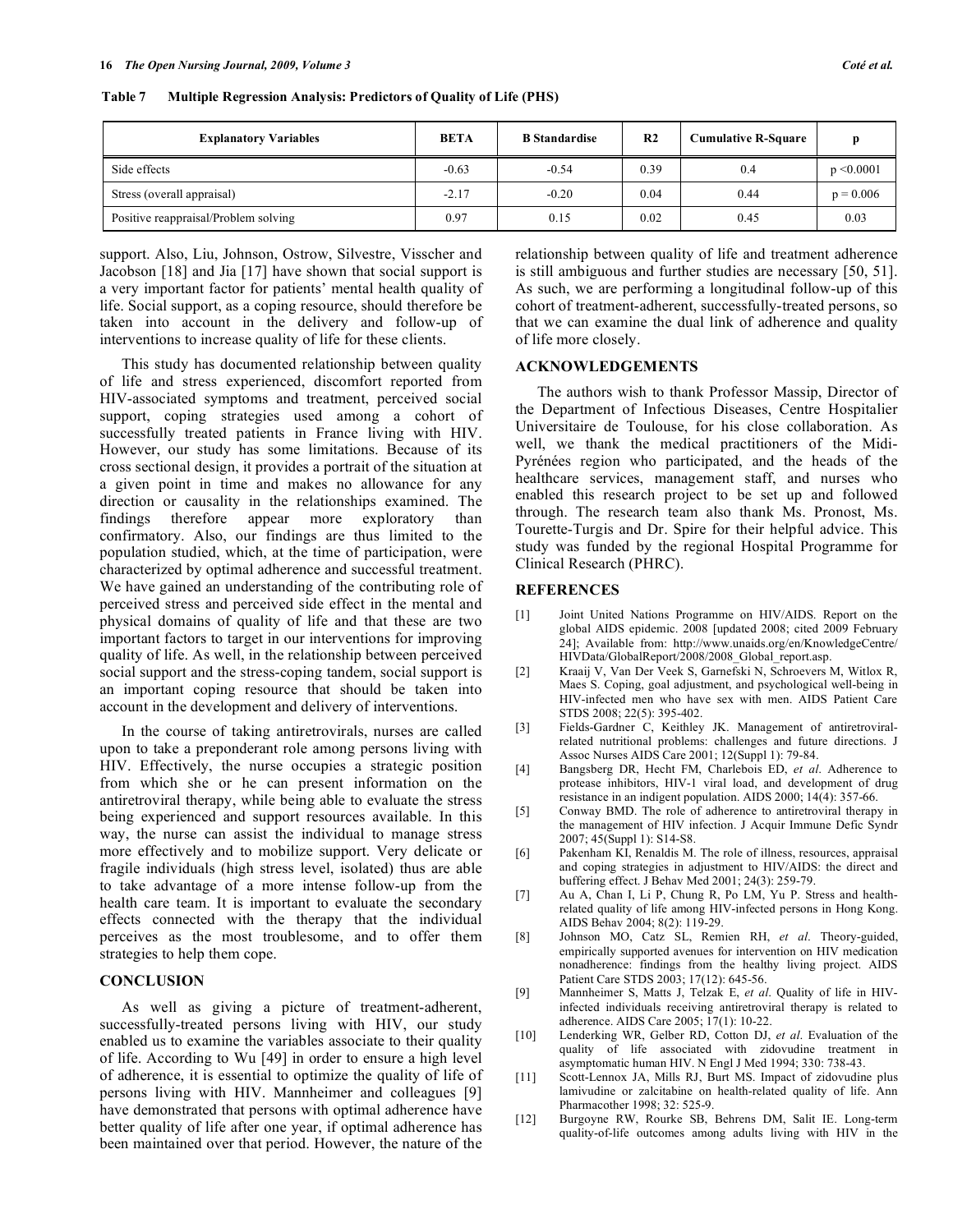**Table 7 Multiple Regression Analysis: Predictors of Quality of Life (PHS)**

| Explanatory Variables | BETA | B Standardise | R2 | Cumulative R-Square | p |
|---|---|---|---|---|---|
| Side effects | -0.63 | -0.54 | 0.39 | 0.4 | $p < 0.0001$ |
| Stress (overall appraisal) | -2.17 | -0.20 | 0.04 | 0.44 | $p = 0.006$ |
| Positive reappraisal/Problem solving | 0.97 | 0.15 | 0.02 | 0.45 | 0.03 |

support. Also, Liu, Johnson, Ostrow, Silvestre, Visscher and Jacobson [18] and Jia [17] have shown that social support is a very important factor for patients' mental health quality of life. Social support, as a coping resource, should therefore be taken into account in the delivery and follow-up of interventions to increase quality of life for these clients.

This study has documented relationship between quality of life and stress experienced, discomfort reported from HIV-associated symptoms and treatment, perceived social support, coping strategies used among a cohort of successfully treated patients in France living with HIV. However, our study has some limitations. Because of its cross sectional design, it provides a portrait of the situation at a given point in time and makes no allowance for any direction or causality in the relationships examined. The findings therefore appear more exploratory than confirmatory. Also, our findings are thus limited to the population studied, which, at the time of participation, were characterized by optimal adherence and successful treatment. We have gained an understanding of the contributing role of perceived stress and perceived side effect in the mental and physical domains of quality of life and that these are two important factors to target in our interventions for improving quality of life. As well, in the relationship between perceived social support and the stress-coping tandem, social support is an important coping resource that should be taken into account in the development and delivery of interventions.

In the course of taking antiretrovirals, nurses are called upon to take a preponderant role among persons living with HIV. Effectively, the nurse occupies a strategic position from which she or he can present information on the antiretroviral therapy, while being able to evaluate the stress being experienced and support resources available. In this way, the nurse can assist the individual to manage stress more effectively and to mobilize support. Very delicate or fragile individuals (high stress level, isolated) thus are able to take advantage of a more intense follow-up from the health care team. It is important to evaluate the secondary effects connected with the therapy that the individual perceives as the most troublesome, and to offer them strategies to help them cope.

## CONCLUSION

As well as giving a picture of treatment-adherent, successfully-treated persons living with HIV, our study enabled us to examine the variables associate to their quality of life. According to Wu [49] in order to ensure a high level of adherence, it is essential to optimize the quality of life of persons living with HIV. Mannheimer and colleagues [9] have demonstrated that persons with optimal adherence have better quality of life after one year, if optimal adherence has been maintained over that period. However, the nature of the relationship between quality of life and treatment adherence is still ambiguous and further studies are necessary [50, 51]. As such, we are performing a longitudinal follow-up of this cohort of treatment-adherent, successfully-treated persons, so that we can examine the dual link of adherence and quality of life more closely.

## ACKNOWLEDGEMENTS

The authors wish to thank Professor Massip, Director of the Department of Infectious Diseases, Centre Hospitalier Universitaire de Toulouse, for his close collaboration. As well, we thank the medical practitioners of the Midi-Pyrénées region who participated, and the heads of the healthcare services, management staff, and nurses who enabled this research project to be set up and followed through. The research team also thank Ms. Pronost, Ms. Tourette-Turgis and Dr. Spire for their helpful advice. This study was funded by the regional Hospital Programme for Clinical Research (PHRC).

## REFERENCES

[1] Joint United Nations Programme on HIV/AIDS. Report on the global AIDS epidemic. 2008 [updated 2008; cited 2009 February 24]; Available from: http://www.unaids.org/en/KnowledgeCentre/HIVData/GlobalReport/2008/2008_Global_report.asp.

[2] Kraaij V, Van Der Veek S, Garnefski N, Schroevers M, Witlox R, Maes S. Coping, goal adjustment, and psychological well-being in HIV-infected men who have sex with men. AIDS Patient Care STDS 2008; 22(5): 395-402.

[3] Fields-Gardner C, Keithley JK. Management of antiretroviral-related nutritional problems: challenges and future directions. J Assoc Nurses AIDS Care 2001; 12(Suppl 1): 79-84.

[4] Bangsberg DR, Hecht FM, Charlebois ED, *et al*. Adherence to protease inhibitors, HIV-1 viral load, and development of drug resistance in an indigent population. AIDS 2000; 14(4): 357-66.

[5] Conway BMD. The role of adherence to antiretroviral therapy in the management of HIV infection. J Acquir Immune Defic Syndr 2007; 45(Suppl 1): S14-S8.

[6] Pakenham KI, Renaldis M. The role of illness, resources, appraisal and coping strategies in adjustment to HIV/AIDS: the direct and buffering effect. J Behav Med 2001; 24(3): 259-79.

[7] Au A, Chan I, Li P, Chung R, Po LM, Yu P. Stress and health-related quality of life among HIV-infected persons in Hong Kong. AIDS Behav 2004; 8(2): 119-29.

[8] Johnson MO, Catz SL, Remien RH, *et al*. Theory-guided, empirically supported avenues for intervention on HIV medication nonadherence: findings from the healthy living project. AIDS Patient Care STDS 2003; 17(12): 645-56.

[9] Mannheimer S, Matts J, Telzak E, *et al*. Quality of life in HIV-infected individuals receiving antiretroviral therapy is related to adherence. AIDS Care 2005; 17(1): 10-22.

[10] Lenderking WR, Gelber RD, Cotton DJ, *et al*. Evaluation of the quality of life associated with zidovudine treatment in asymptomatic human HIV. N Engl J Med 1994; 330: 738-43.

[11] Scott-Lennox JA, Mills RJ, Burt MS. Impact of zidovudine plus lamivudine or zalcitabine on health-related quality of life. Ann Pharmacother 1998; 32: 525-9.

[12] Burgoyne RW, Rourke SB, Behrens DM, Salit IE. Long-term quality-of-life outcomes among adults living with HIV in the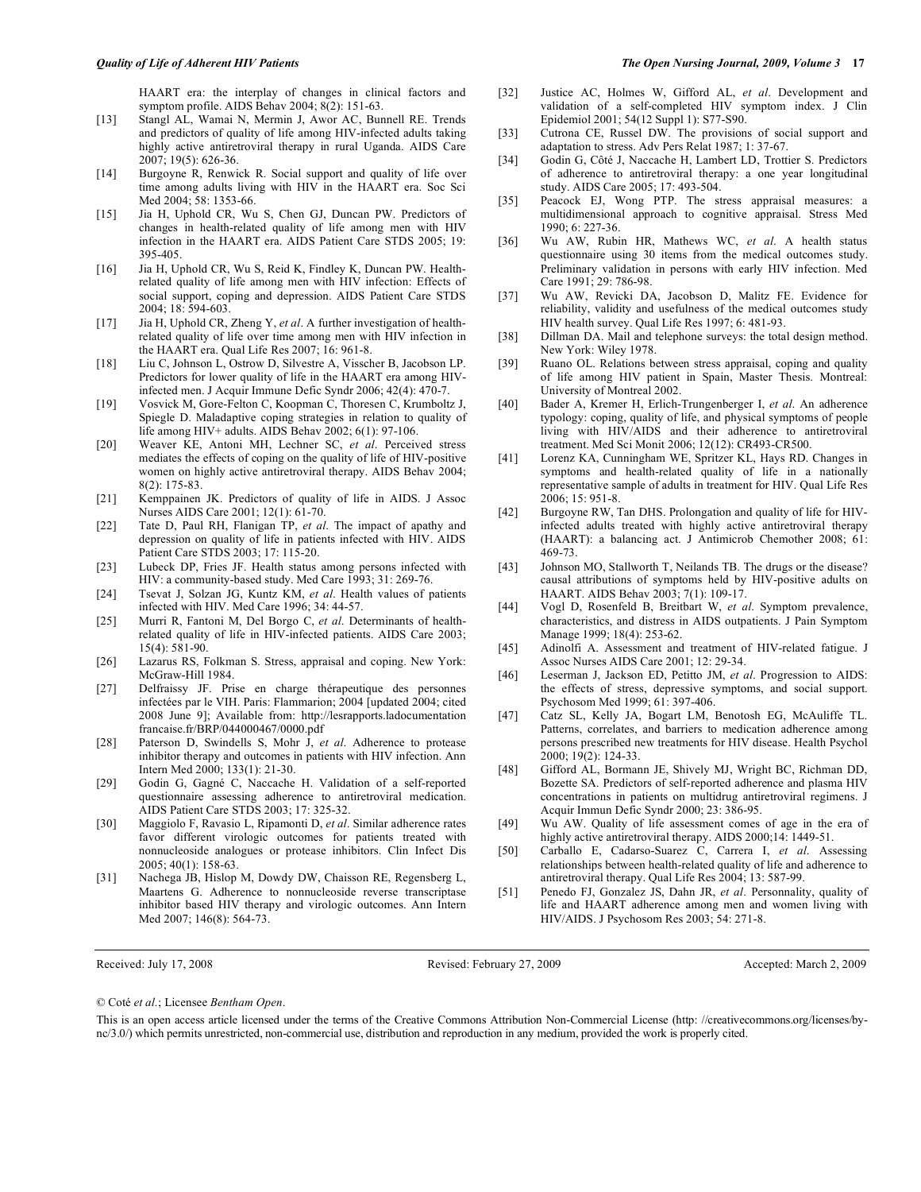HAART era: the interplay of changes in clinical factors and symptom profile. AIDS Behav 2004; 8(2): 151-63.

[13] Stangl AL, Wamai N, Mermin J, Awor AC, Bunnell RE. Trends and predictors of quality of life among HIV-infected adults taking highly active antiretroviral therapy in rural Uganda. AIDS Care 2007; 19(5): 626-36.

[14] Burgoyne R, Renwick R. Social support and quality of life over time among adults living with HIV in the HAART era. Soc Sci Med 2004; 58: 1353-66.

[15] Jia H, Uphold CR, Wu S, Chen GJ, Duncan PW. Predictors of changes in health-related quality of life among men with HIV infection in the HAART era. AIDS Patient Care STDS 2005; 19: 395-405.

[16] Jia H, Uphold CR, Wu S, Reid K, Findley K, Duncan PW. Health-related quality of life among men with HIV infection: Effects of social support, coping and depression. AIDS Patient Care STDS 2004; 18: 594-603.

[17] Jia H, Uphold CR, Zheng Y, *et al*. A further investigation of health-related quality of life over time among men with HIV infection in the HAART era. Qual Life Res 2007; 16: 961-8.

[18] Liu C, Johnson L, Ostrow D, Silvestre A, Visscher B, Jacobson LP. Predictors for lower quality of life in the HAART era among HIV-infected men. J Acquir Immune Defic Syndr 2006; 42(4): 470-7.

[19] Vosvick M, Gore-Felton C, Koopman C, Thoresen C, Krumboltz J, Spiegle D. Maladaptive coping strategies in relation to quality of life among HIV+ adults. AIDS Behav 2002; 6(1): 97-106.

[20] Weaver KE, Antoni MH, Lechner SC, *et al*. Perceived stress mediates the effects of coping on the quality of life of HIV-positive women on highly active antiretroviral therapy. AIDS Behav 2004; 8(2): 175-83.

[21] Kemppainen JK. Predictors of quality of life in AIDS. J Assoc Nurses AIDS Care 2001; 12(1): 61-70.

[22] Tate D, Paul RH, Flanigan TP, *et al*. The impact of apathy and depression on quality of life in patients infected with HIV. AIDS Patient Care STDS 2003; 17: 115-20.

[23] Lubeck DP, Fries JF. Health status among persons infected with HIV: a community-based study. Med Care 1993; 31: 269-76.

[24] Tsevat J, Solzan JG, Kuntz KM, *et al*. Health values of patients infected with HIV. Med Care 1996; 34: 44-57.

[25] Murri R, Fantoni M, Del Borgo C, *et al*. Determinants of health-related quality of life in HIV-infected patients. AIDS Care 2003; 15(4): 581-90.

[26] Lazarus RS, Folkman S. Stress, appraisal and coping. New York: McGraw-Hill 1984.

[27] Delfraissy JF. Prise en charge thérapeutique des personnes infectées par le VIH. Paris: Flammarion; 2004 [updated 2004; cited 2008 June 9]; Available from: http://lesrapports.ladocumentation francaise.fr/BRP/044000467/0000.pdf

[28] Paterson D, Swindells S, Mohr J, *et al*. Adherence to protease inhibitor therapy and outcomes in patients with HIV infection. Ann Intern Med 2000; 133(1): 21-30.

[29] Godin G, Gagné C, Naccache H. Validation of a self-reported questionnaire assessing adherence to antiretroviral medication. AIDS Patient Care STDS 2003; 17: 325-32.

[30] Maggiolo F, Ravasio L, Ripamonti D, *et al*. Similar adherence rates favor different virologic outcomes for patients treated with nonnucleoside analogues or protease inhibitors. Clin Infect Dis 2005; 40(1): 158-63.

[31] Nachega JB, Hislop M, Dowdy DW, Chaisson RE, Regensberg L, Maartens G. Adherence to nonnucleoside reverse transcriptase inhibitor based HIV therapy and virologic outcomes. Ann Intern Med 2007; 146(8): 564-73.

[32] Justice AC, Holmes W, Gifford AL, *et al*. Development and validation of a self-completed HIV symptom index. J Clin Epidemiol 2001; 54(12 Suppl 1): S77-S90.

[33] Cutrona CE, Russel DW. The provisions of social support and adaptation to stress. Adv Pers Relat 1987; 1: 37-67.

[34] Godin G, Côté J, Naccache H, Lambert LD, Trottier S. Predictors of adherence to antiretroviral therapy: a one year longitudinal study. AIDS Care 2005; 17: 493-504.

[35] Peacock EJ, Wong PTP. The stress appraisal measures: a multidimensional approach to cognitive appraisal. Stress Med 1990; 6: 227-36.

[36] Wu AW, Rubin HR, Mathews WC, *et al*. A health status questionnaire using 30 items from the medical outcomes study. Preliminary validation in persons with early HIV infection. Med Care 1991; 29: 786-98.

[37] Wu AW, Revicki DA, Jacobson D, Malitz FE. Evidence for reliability, validity and usefulness of the medical outcomes study HIV health survey. Qual Life Res 1997; 6: 481-93.

[38] Dillman DA. Mail and telephone surveys: the total design method. New York: Wiley 1978.

[39] Ruano OL. Relations between stress appraisal, coping and quality of life among HIV patient in Spain, Master Thesis. Montreal: University of Montreal 2002.

[40] Bader A, Kremer H, Erlich-Trungenberger I, *et al*. An adherence typology: coping, quality of life, and physical symptoms of people living with HIV/AIDS and their adherence to antiretroviral treatment. Med Sci Monit 2006; 12(12): CR493-CR500.

[41] Lorenz KA, Cunningham WE, Spritzer KL, Hays RD. Changes in symptoms and health-related quality of life in a nationally representative sample of adults in treatment for HIV. Qual Life Res 2006; 15: 951-8.

[42] Burgoyne RW, Tan DHS. Prolongation and quality of life for HIV-infected adults treated with highly active antiretroviral therapy (HAART): a balancing act. J Antimicrob Chemother 2008; 61: 469-73.

[43] Johnson MO, Stallworth T, Neilands TB. The drugs or the disease? causal attributions of symptoms held by HIV-positive adults on HAART. AIDS Behav 2003; 7(1): 109-17.

[44] Vogl D, Rosenfeld B, Breitbart W, *et al*. Symptom prevalence, characteristics, and distress in AIDS outpatients. J Pain Symptom Manage 1999; 18(4): 253-62.

[45] Adinolfi A. Assessment and treatment of HIV-related fatigue. J Assoc Nurses AIDS Care 2001; 12: 29-34.

[46] Leserman J, Jackson ED, Petitto JM, *et al*. Progression to AIDS: the effects of stress, depressive symptoms, and social support. Psychosom Med 1999; 61: 397-406.

[47] Catz SL, Kelly JA, Bogart LM, Benotosh EG, McAuliffe TL. Patterns, correlates, and barriers to medication adherence among persons prescribed new treatments for HIV disease. Health Psychol 2000; 19(2): 124-33.

[48] Gifford AL, Bormann JE, Shively MJ, Wright BC, Richman DD, Bozette SA. Predictors of self-reported adherence and plasma HIV concentrations in patients on multidrug antiretroviral regimens. J Acquir Immun Defic Syndr 2000; 23: 386-95.

[49] Wu AW. Quality of life assessment comes of age in the era of highly active antiretroviral therapy. AIDS 2000;14: 1449-51.

[50] Carballo E, Cadarso-Suarez C, Carrera I, *et al*. Assessing relationships between health-related quality of life and adherence to antiretroviral therapy. Qual Life Res 2004; 13: 587-99.

[51] Penedo FJ, Gonzalez JS, Dahn JR, *et al*. Personnality, quality of life and HAART adherence among men and women living with HIV/AIDS. J Psychosom Res 2003; 54: 271-8.

Received: July 17, 2008 Revised: February 27, 2009 Accepted: March 2, 2009

© Coté *et al*.; Licensee *Bentham Open*.

This is an open access article licensed under the terms of the Creative Commons Attribution Non-Commercial License (http: //creativecommons.org/licenses/by-nc/3.0/) which permits unrestricted, non-commercial use, distribution and reproduction in any medium, provided the work is properly cited.